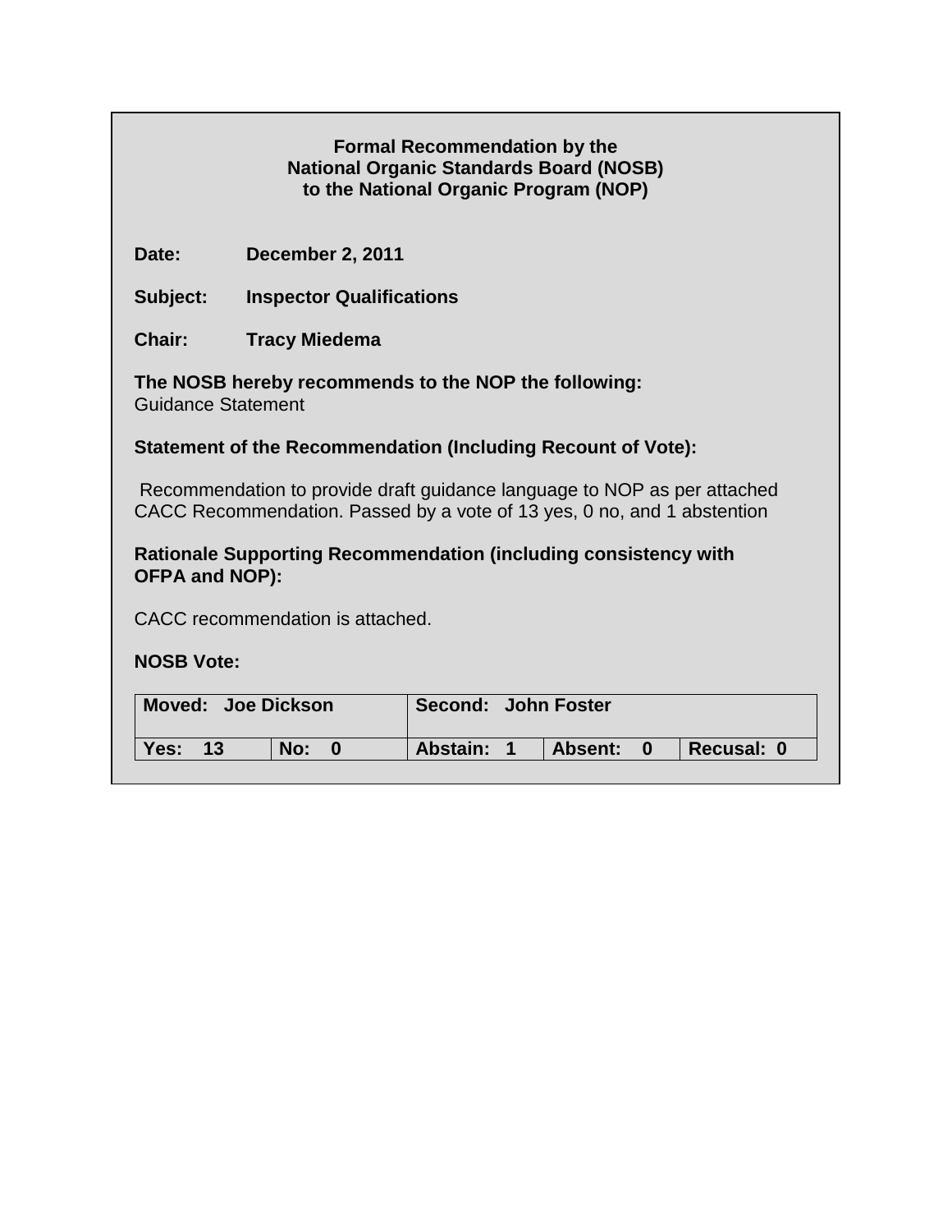**Formal Recommendation by the**
**National Organic Standards Board (NOSB)**
**to the National Organic Program (NOP)**

**Date:** **December 2, 2011**

**Subject:** **Inspector Qualifications**

**Chair:** **Tracy Miedema**

**The NOSB hereby recommends to the NOP the following:**
Guidance Statement

**Statement of the Recommendation (Including Recount of Vote):**

Recommendation to provide draft guidance language to NOP as per attached CACC Recommendation. Passed by a vote of 13 yes, 0 no, and 1 abstention

**Rationale Supporting Recommendation (including consistency with OFPA and NOP):**

CACC recommendation is attached.

**NOSB Vote:**

| **Moved: Joe Dickson** | | **Second: John Foster** | | |
|---|---|---|---|---|
| **Yes: 13** | **No: 0** | **Abstain: 1** | **Absent: 0** | **Recusal: 0** |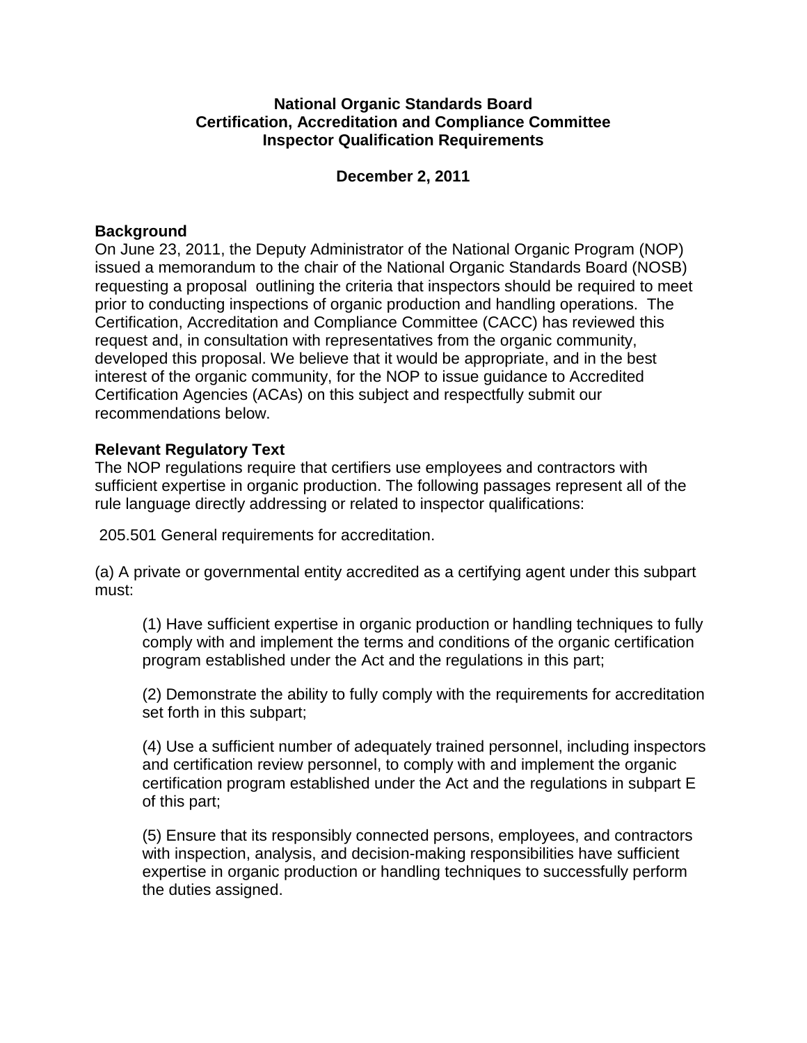**National Organic Standards Board**
**Certification, Accreditation and Compliance Committee**
**Inspector Qualification Requirements**

**December 2, 2011**

### Background

On June 23, 2011, the Deputy Administrator of the National Organic Program (NOP) issued a memorandum to the chair of the National Organic Standards Board (NOSB) requesting a proposal outlining the criteria that inspectors should be required to meet prior to conducting inspections of organic production and handling operations. The Certification, Accreditation and Compliance Committee (CACC) has reviewed this request and, in consultation with representatives from the organic community, developed this proposal. We believe that it would be appropriate, and in the best interest of the organic community, for the NOP to issue guidance to Accredited Certification Agencies (ACAs) on this subject and respectfully submit our recommendations below.

### Relevant Regulatory Text

The NOP regulations require that certifiers use employees and contractors with sufficient expertise in organic production. The following passages represent all of the rule language directly addressing or related to inspector qualifications:

205.501 General requirements for accreditation.

(a) A private or governmental entity accredited as a certifying agent under this subpart must:

> (1) Have sufficient expertise in organic production or handling techniques to fully comply with and implement the terms and conditions of the organic certification program established under the Act and the regulations in this part;
>
> (2) Demonstrate the ability to fully comply with the requirements for accreditation set forth in this subpart;
>
> (4) Use a sufficient number of adequately trained personnel, including inspectors and certification review personnel, to comply with and implement the organic certification program established under the Act and the regulations in subpart E of this part;
>
> (5) Ensure that its responsibly connected persons, employees, and contractors with inspection, analysis, and decision-making responsibilities have sufficient expertise in organic production or handling techniques to successfully perform the duties assigned.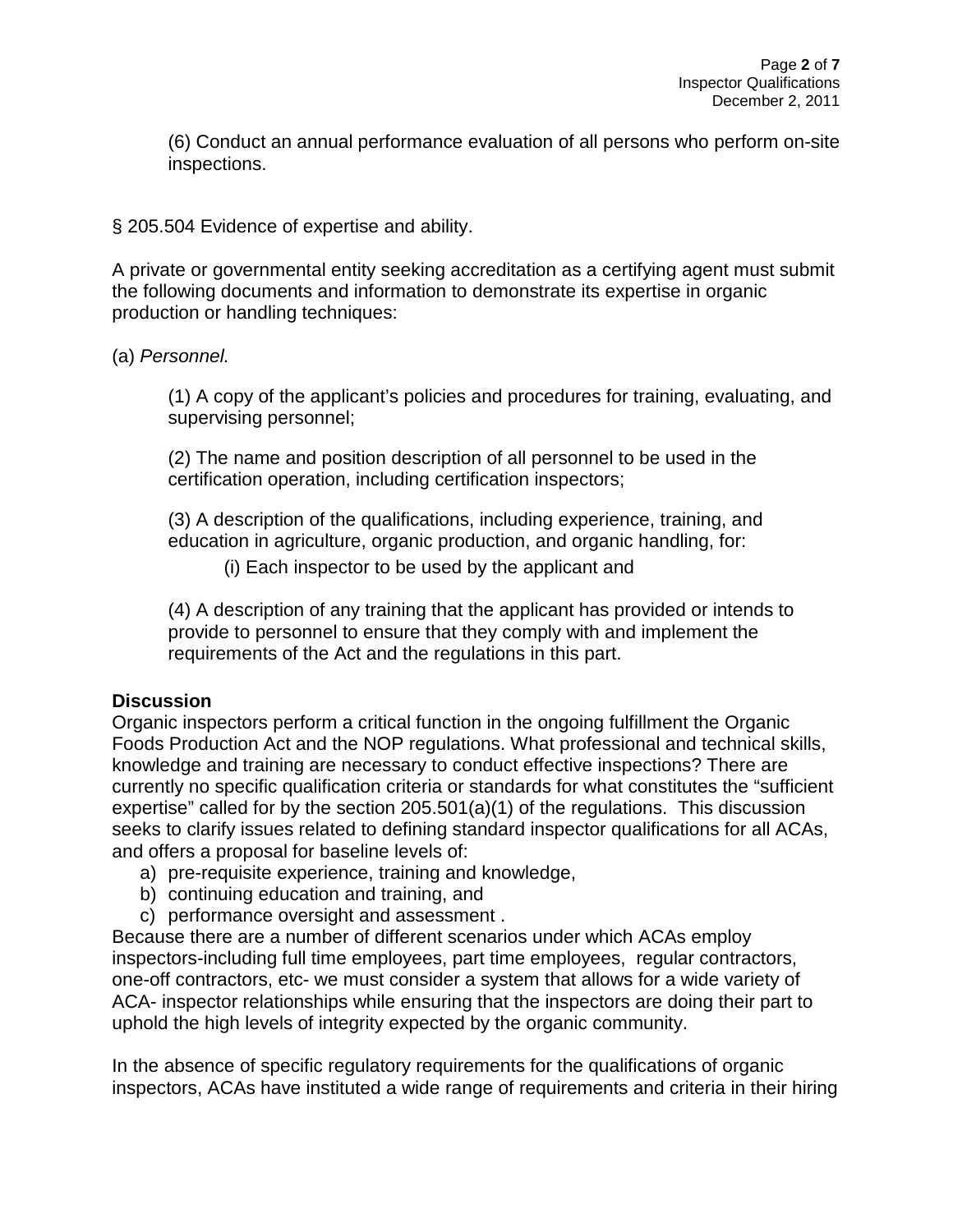(6) Conduct an annual performance evaluation of all persons who perform on-site inspections.

§ 205.504 Evidence of expertise and ability.

A private or governmental entity seeking accreditation as a certifying agent must submit the following documents and information to demonstrate its expertise in organic production or handling techniques:

(a) *Personnel.*

(1) A copy of the applicant's policies and procedures for training, evaluating, and supervising personnel;

(2) The name and position description of all personnel to be used in the certification operation, including certification inspectors;

(3) A description of the qualifications, including experience, training, and education in agriculture, organic production, and organic handling, for:

(i) Each inspector to be used by the applicant and

(4) A description of any training that the applicant has provided or intends to provide to personnel to ensure that they comply with and implement the requirements of the Act and the regulations in this part.

**Discussion**

Organic inspectors perform a critical function in the ongoing fulfillment the Organic Foods Production Act and the NOP regulations. What professional and technical skills, knowledge and training are necessary to conduct effective inspections? There are currently no specific qualification criteria or standards for what constitutes the "sufficient expertise" called for by the section 205.501(a)(1) of the regulations. This discussion seeks to clarify issues related to defining standard inspector qualifications for all ACAs, and offers a proposal for baseline levels of:

a) pre-requisite experience, training and knowledge,
b) continuing education and training, and
c) performance oversight and assessment .

Because there are a number of different scenarios under which ACAs employ inspectors-including full time employees, part time employees, regular contractors, one-off contractors, etc- we must consider a system that allows for a wide variety of ACA- inspector relationships while ensuring that the inspectors are doing their part to uphold the high levels of integrity expected by the organic community.

In the absence of specific regulatory requirements for the qualifications of organic inspectors, ACAs have instituted a wide range of requirements and criteria in their hiring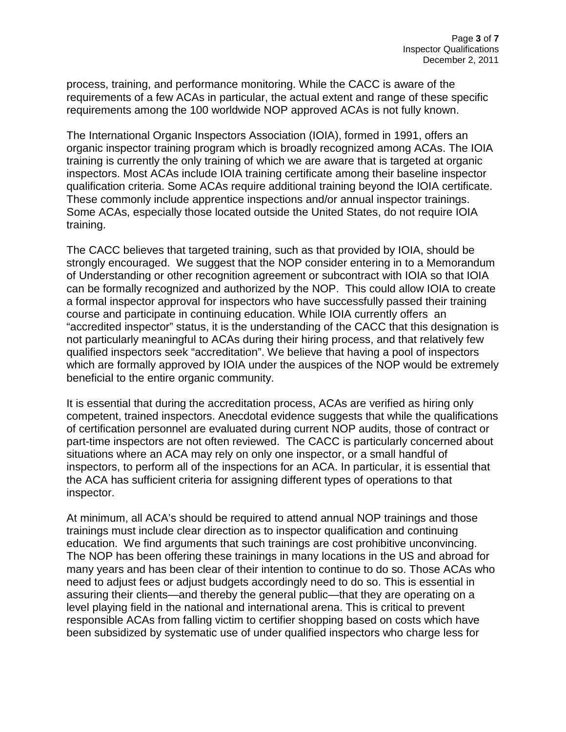process, training, and performance monitoring. While the CACC is aware of the requirements of a few ACAs in particular, the actual extent and range of these specific requirements among the 100 worldwide NOP approved ACAs is not fully known.

The International Organic Inspectors Association (IOIA), formed in 1991, offers an organic inspector training program which is broadly recognized among ACAs. The IOIA training is currently the only training of which we are aware that is targeted at organic inspectors. Most ACAs include IOIA training certificate among their baseline inspector qualification criteria. Some ACAs require additional training beyond the IOIA certificate. These commonly include apprentice inspections and/or annual inspector trainings. Some ACAs, especially those located outside the United States, do not require IOIA training.

The CACC believes that targeted training, such as that provided by IOIA, should be strongly encouraged. We suggest that the NOP consider entering in to a Memorandum of Understanding or other recognition agreement or subcontract with IOIA so that IOIA can be formally recognized and authorized by the NOP. This could allow IOIA to create a formal inspector approval for inspectors who have successfully passed their training course and participate in continuing education. While IOIA currently offers an "accredited inspector" status, it is the understanding of the CACC that this designation is not particularly meaningful to ACAs during their hiring process, and that relatively few qualified inspectors seek "accreditation". We believe that having a pool of inspectors which are formally approved by IOIA under the auspices of the NOP would be extremely beneficial to the entire organic community.

It is essential that during the accreditation process, ACAs are verified as hiring only competent, trained inspectors. Anecdotal evidence suggests that while the qualifications of certification personnel are evaluated during current NOP audits, those of contract or part-time inspectors are not often reviewed. The CACC is particularly concerned about situations where an ACA may rely on only one inspector, or a small handful of inspectors, to perform all of the inspections for an ACA. In particular, it is essential that the ACA has sufficient criteria for assigning different types of operations to that inspector.

At minimum, all ACA's should be required to attend annual NOP trainings and those trainings must include clear direction as to inspector qualification and continuing education. We find arguments that such trainings are cost prohibitive unconvincing. The NOP has been offering these trainings in many locations in the US and abroad for many years and has been clear of their intention to continue to do so. Those ACAs who need to adjust fees or adjust budgets accordingly need to do so. This is essential in assuring their clients—and thereby the general public—that they are operating on a level playing field in the national and international arena. This is critical to prevent responsible ACAs from falling victim to certifier shopping based on costs which have been subsidized by systematic use of under qualified inspectors who charge less for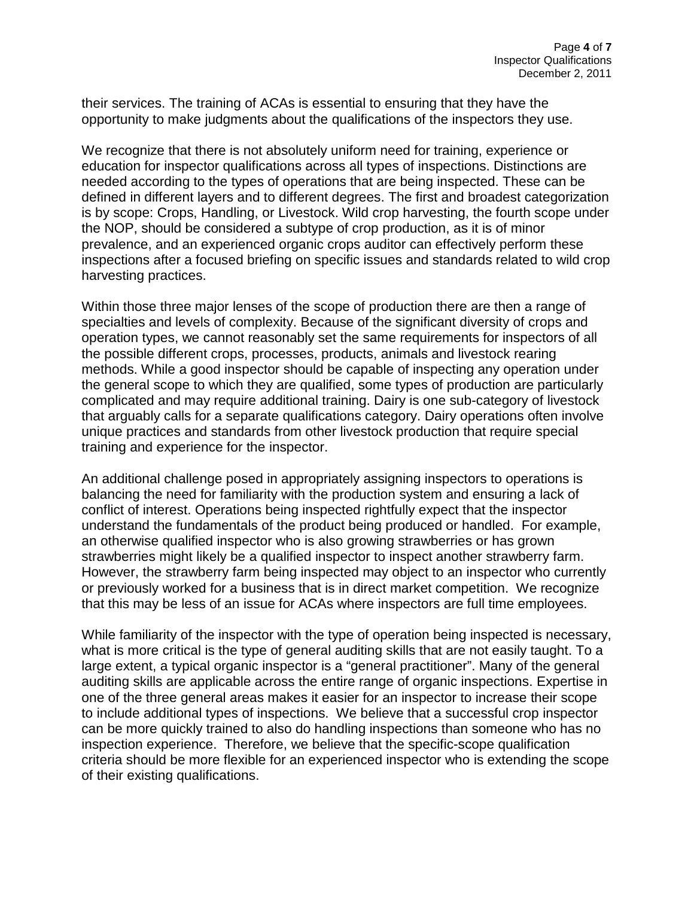their services. The training of ACAs is essential to ensuring that they have the opportunity to make judgments about the qualifications of the inspectors they use.

We recognize that there is not absolutely uniform need for training, experience or education for inspector qualifications across all types of inspections. Distinctions are needed according to the types of operations that are being inspected. These can be defined in different layers and to different degrees. The first and broadest categorization is by scope: Crops, Handling, or Livestock. Wild crop harvesting, the fourth scope under the NOP, should be considered a subtype of crop production, as it is of minor prevalence, and an experienced organic crops auditor can effectively perform these inspections after a focused briefing on specific issues and standards related to wild crop harvesting practices.

Within those three major lenses of the scope of production there are then a range of specialties and levels of complexity. Because of the significant diversity of crops and operation types, we cannot reasonably set the same requirements for inspectors of all the possible different crops, processes, products, animals and livestock rearing methods. While a good inspector should be capable of inspecting any operation under the general scope to which they are qualified, some types of production are particularly complicated and may require additional training. Dairy is one sub-category of livestock that arguably calls for a separate qualifications category. Dairy operations often involve unique practices and standards from other livestock production that require special training and experience for the inspector.

An additional challenge posed in appropriately assigning inspectors to operations is balancing the need for familiarity with the production system and ensuring a lack of conflict of interest. Operations being inspected rightfully expect that the inspector understand the fundamentals of the product being produced or handled. For example, an otherwise qualified inspector who is also growing strawberries or has grown strawberries might likely be a qualified inspector to inspect another strawberry farm. However, the strawberry farm being inspected may object to an inspector who currently or previously worked for a business that is in direct market competition. We recognize that this may be less of an issue for ACAs where inspectors are full time employees.

While familiarity of the inspector with the type of operation being inspected is necessary, what is more critical is the type of general auditing skills that are not easily taught. To a large extent, a typical organic inspector is a "general practitioner". Many of the general auditing skills are applicable across the entire range of organic inspections. Expertise in one of the three general areas makes it easier for an inspector to increase their scope to include additional types of inspections. We believe that a successful crop inspector can be more quickly trained to also do handling inspections than someone who has no inspection experience. Therefore, we believe that the specific-scope qualification criteria should be more flexible for an experienced inspector who is extending the scope of their existing qualifications.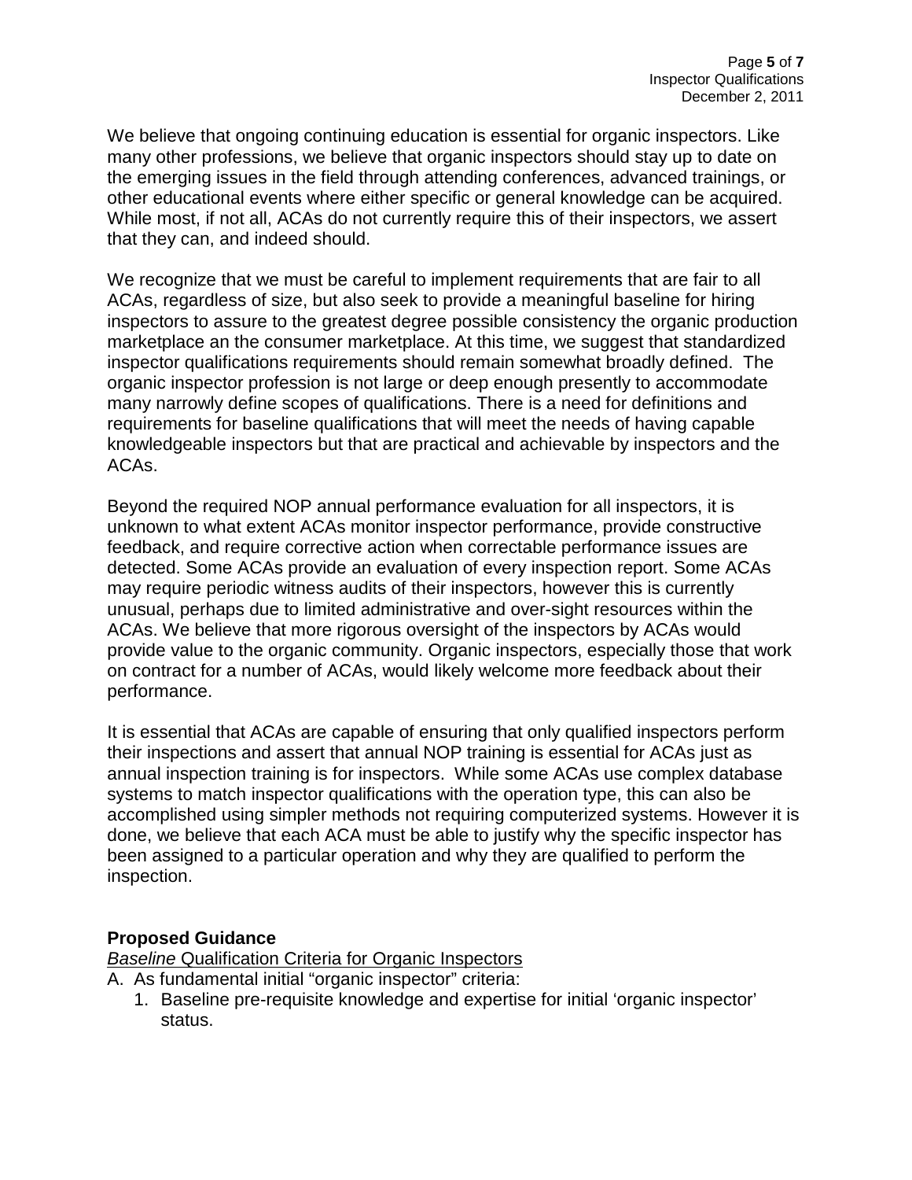We believe that ongoing continuing education is essential for organic inspectors. Like many other professions, we believe that organic inspectors should stay up to date on the emerging issues in the field through attending conferences, advanced trainings, or other educational events where either specific or general knowledge can be acquired. While most, if not all, ACAs do not currently require this of their inspectors, we assert that they can, and indeed should.

We recognize that we must be careful to implement requirements that are fair to all ACAs, regardless of size, but also seek to provide a meaningful baseline for hiring inspectors to assure to the greatest degree possible consistency the organic production marketplace an the consumer marketplace. At this time, we suggest that standardized inspector qualifications requirements should remain somewhat broadly defined. The organic inspector profession is not large or deep enough presently to accommodate many narrowly define scopes of qualifications. There is a need for definitions and requirements for baseline qualifications that will meet the needs of having capable knowledgeable inspectors but that are practical and achievable by inspectors and the ACAs.

Beyond the required NOP annual performance evaluation for all inspectors, it is unknown to what extent ACAs monitor inspector performance, provide constructive feedback, and require corrective action when correctable performance issues are detected. Some ACAs provide an evaluation of every inspection report. Some ACAs may require periodic witness audits of their inspectors, however this is currently unusual, perhaps due to limited administrative and over-sight resources within the ACAs. We believe that more rigorous oversight of the inspectors by ACAs would provide value to the organic community. Organic inspectors, especially those that work on contract for a number of ACAs, would likely welcome more feedback about their performance.

It is essential that ACAs are capable of ensuring that only qualified inspectors perform their inspections and assert that annual NOP training is essential for ACAs just as annual inspection training is for inspectors. While some ACAs use complex database systems to match inspector qualifications with the operation type, this can also be accomplished using simpler methods not requiring computerized systems. However it is done, we believe that each ACA must be able to justify why the specific inspector has been assigned to a particular operation and why they are qualified to perform the inspection.

**Proposed Guidance**

*Baseline* Qualification Criteria for Organic Inspectors

A. As fundamental initial "organic inspector" criteria:
   1. Baseline pre-requisite knowledge and expertise for initial 'organic inspector' status.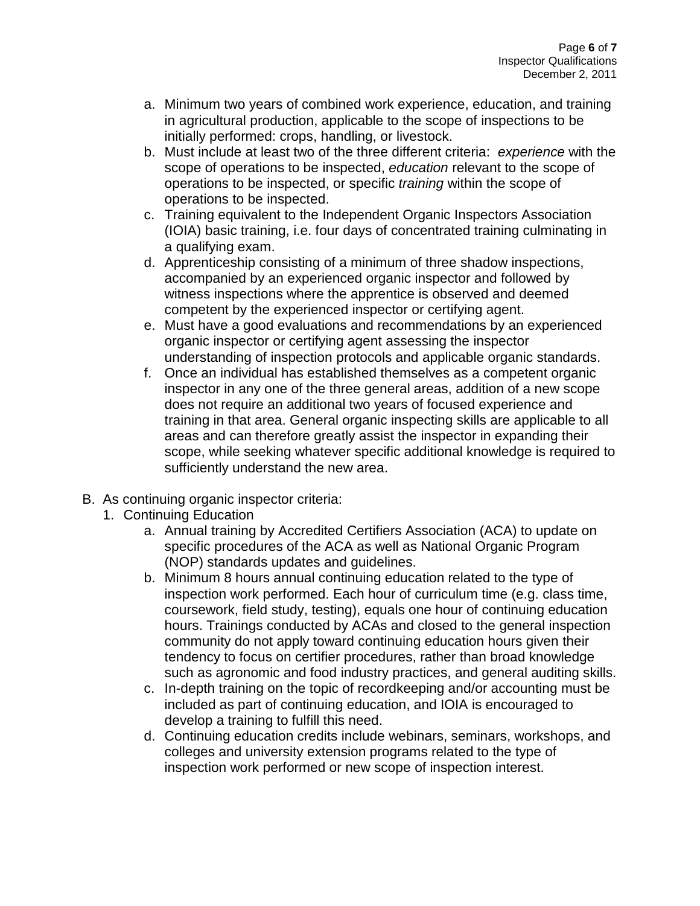a. Minimum two years of combined work experience, education, and training in agricultural production, applicable to the scope of inspections to be initially performed: crops, handling, or livestock.
b. Must include at least two of the three different criteria: *experience* with the scope of operations to be inspected, *education* relevant to the scope of operations to be inspected, or specific *training* within the scope of operations to be inspected.
c. Training equivalent to the Independent Organic Inspectors Association (IOIA) basic training, i.e. four days of concentrated training culminating in a qualifying exam.
d. Apprenticeship consisting of a minimum of three shadow inspections, accompanied by an experienced organic inspector and followed by witness inspections where the apprentice is observed and deemed competent by the experienced inspector or certifying agent.
e. Must have a good evaluations and recommendations by an experienced organic inspector or certifying agent assessing the inspector understanding of inspection protocols and applicable organic standards.
f. Once an individual has established themselves as a competent organic inspector in any one of the three general areas, addition of a new scope does not require an additional two years of focused experience and training in that area. General organic inspecting skills are applicable to all areas and can therefore greatly assist the inspector in expanding their scope, while seeking whatever specific additional knowledge is required to sufficiently understand the new area.

B. As continuing organic inspector criteria:

1. Continuing Education
   a. Annual training by Accredited Certifiers Association (ACA) to update on specific procedures of the ACA as well as National Organic Program (NOP) standards updates and guidelines.
   b. Minimum 8 hours annual continuing education related to the type of inspection work performed. Each hour of curriculum time (e.g. class time, coursework, field study, testing), equals one hour of continuing education hours. Trainings conducted by ACAs and closed to the general inspection community do not apply toward continuing education hours given their tendency to focus on certifier procedures, rather than broad knowledge such as agronomic and food industry practices, and general auditing skills.
   c. In-depth training on the topic of recordkeeping and/or accounting must be included as part of continuing education, and IOIA is encouraged to develop a training to fulfill this need.
   d. Continuing education credits include webinars, seminars, workshops, and colleges and university extension programs related to the type of inspection work performed or new scope of inspection interest.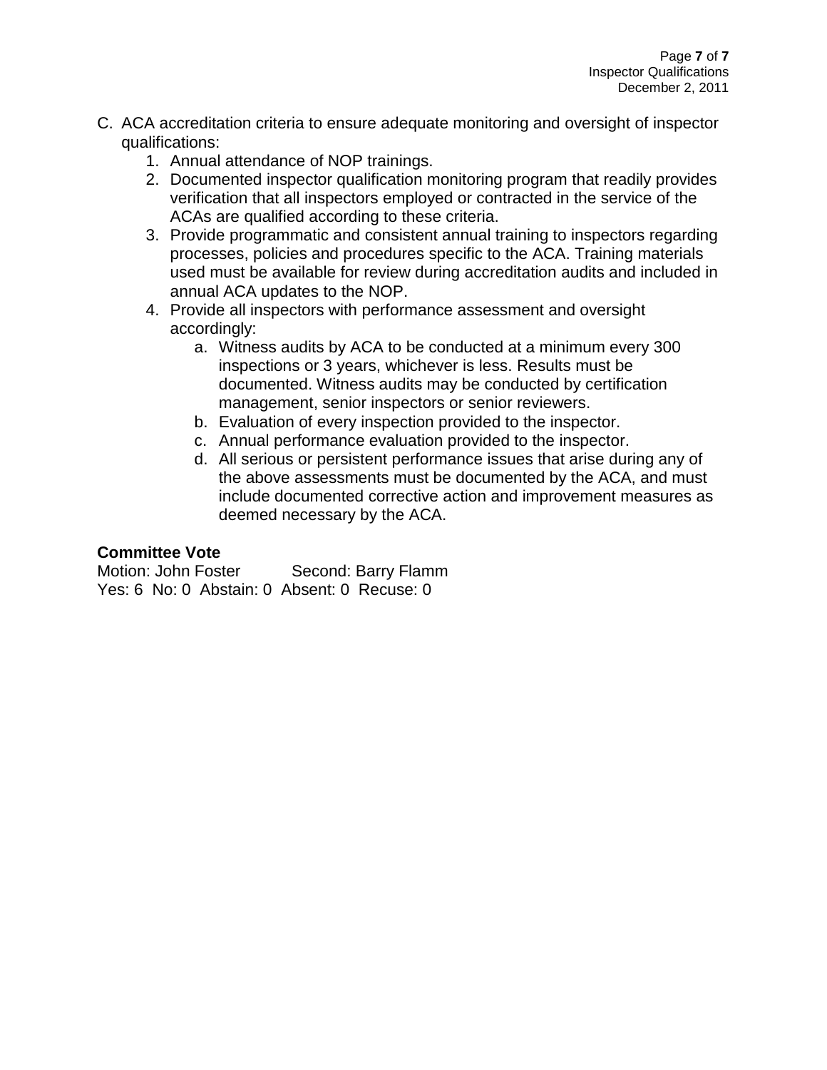C. ACA accreditation criteria to ensure adequate monitoring and oversight of inspector qualifications:
   1. Annual attendance of NOP trainings.
   2. Documented inspector qualification monitoring program that readily provides verification that all inspectors employed or contracted in the service of the ACAs are qualified according to these criteria.
   3. Provide programmatic and consistent annual training to inspectors regarding processes, policies and procedures specific to the ACA. Training materials used must be available for review during accreditation audits and included in annual ACA updates to the NOP.
   4. Provide all inspectors with performance assessment and oversight accordingly:
      a. Witness audits by ACA to be conducted at a minimum every 300 inspections or 3 years, whichever is less. Results must be documented. Witness audits may be conducted by certification management, senior inspectors or senior reviewers.
      b. Evaluation of every inspection provided to the inspector.
      c. Annual performance evaluation provided to the inspector.
      d. All serious or persistent performance issues that arise during any of the above assessments must be documented by the ACA, and must include documented corrective action and improvement measures as deemed necessary by the ACA.

**Committee Vote**

Motion: John Foster Second: Barry Flamm

Yes: 6 No: 0 Abstain: 0 Absent: 0 Recuse: 0